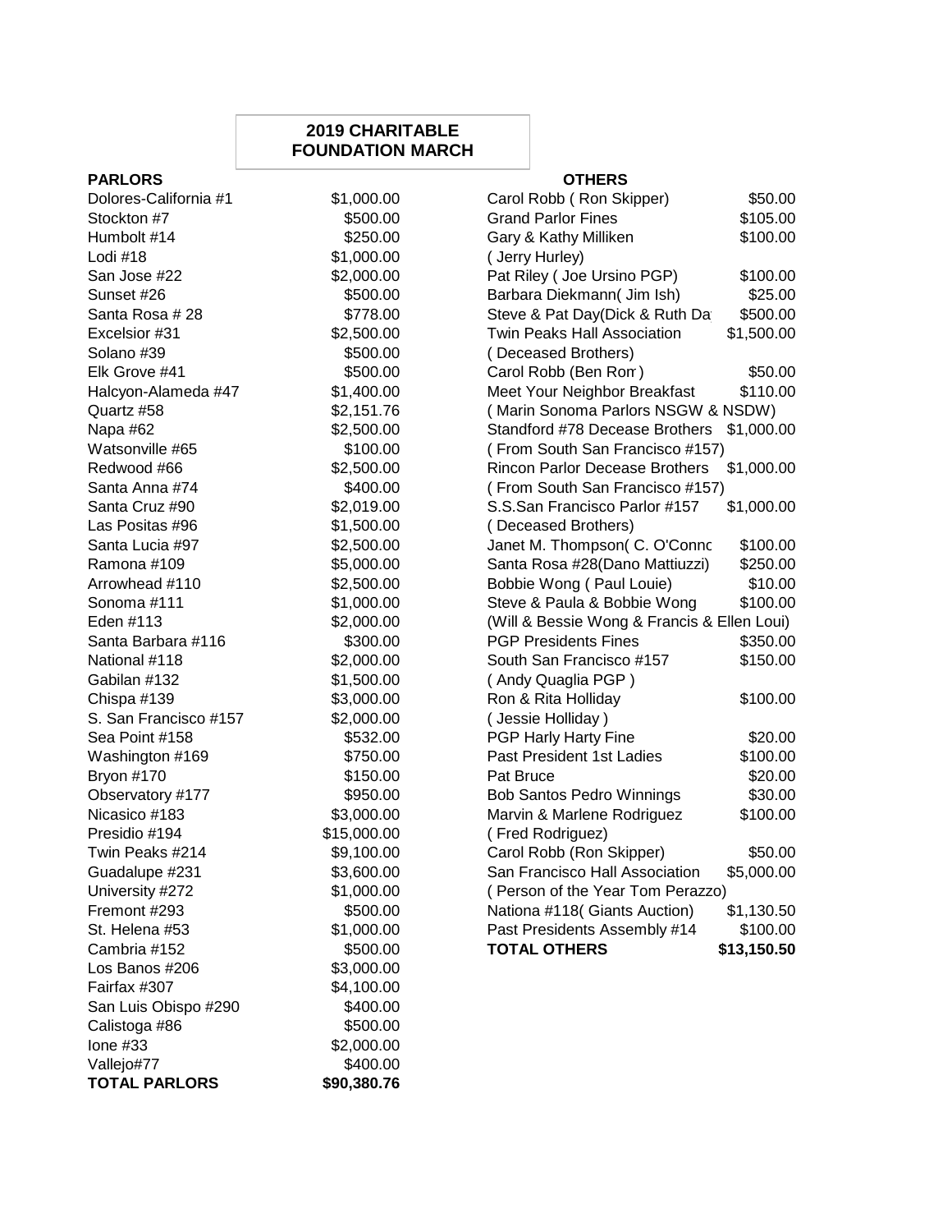# 2019 CHARITABLE FOUNDATION MARCH

| PARLORS | |
|---|---|
| Dolores-California #1 | $1,000.00 |
| Stockton #7 | $500.00 |
| Humbolt #14 | $250.00 |
| Lodi #18 | $1,000.00 |
| San Jose #22 | $2,000.00 |
| Sunset #26 | $500.00 |
| Santa Rosa # 28 | $778.00 |
| Excelsior #31 | $2,500.00 |
| Solano #39 | $500.00 |
| Elk Grove #41 | $500.00 |
| Halcyon-Alameda #47 | $1,400.00 |
| Quartz #58 | $2,151.76 |
| Napa #62 | $2,500.00 |
| Watsonville #65 | $100.00 |
| Redwood #66 | $2,500.00 |
| Santa Anna #74 | $400.00 |
| Santa Cruz #90 | $2,019.00 |
| Las Positas #96 | $1,500.00 |
| Santa Lucia #97 | $2,500.00 |
| Ramona #109 | $5,000.00 |
| Arrowhead #110 | $2,500.00 |
| Sonoma #111 | $1,000.00 |
| Eden #113 | $2,000.00 |
| Santa Barbara #116 | $300.00 |
| National #118 | $2,000.00 |
| Gabilan #132 | $1,500.00 |
| Chispa #139 | $3,000.00 |
| S. San Francisco #157 | $2,000.00 |
| Sea Point #158 | $532.00 |
| Washington #169 | $750.00 |
| Bryon #170 | $150.00 |
| Observatory #177 | $950.00 |
| Nicasico #183 | $3,000.00 |
| Presidio #194 | $15,000.00 |
| Twin Peaks #214 | $9,100.00 |
| Guadalupe #231 | $3,600.00 |
| University #272 | $1,000.00 |
| Fremont #293 | $500.00 |
| St. Helena #53 | $1,000.00 |
| Cambria #152 | $500.00 |
| Los Banos #206 | $3,000.00 |
| Fairfax #307 | $4,100.00 |
| San Luis Obispo #290 | $400.00 |
| Calistoga #86 | $500.00 |
| Ione #33 | $2,000.00 |
| Vallejo#77 | $400.00 |
| **TOTAL PARLORS** | **$90,380.76** |

| OTHERS | |
|---|---|
| Carol Robb ( Ron Skipper) | $50.00 |
| Grand Parlor Fines | $105.00 |
| Gary & Kathy Milliken ( Jerry Hurley) | $100.00 |
| Pat Riley ( Joe Ursino PGP) | $100.00 |
| Barbara Diekmann( Jim Ish) | $25.00 |
| Steve & Pat Day(Dick & Ruth Da | $500.00 |
| Twin Peaks Hall Association ( Deceased Brothers) | $1,500.00 |
| Carol Robb (Ben Ron) | $50.00 |
| Meet Your Neighbor Breakfast ( Marin Sonoma Parlors NSGW & NSDW) | $110.00 |
| Standford #78 Decease Brothers ( From South San Francisco #157) | $1,000.00 |
| Rincon Parlor Decease Brothers ( From South San Francisco #157) | $1,000.00 |
| S.San Francisco Parlor #157 ( Deceased Brothers) | $1,000.00 |
| Janet M. Thompson( C. O'Connc | $100.00 |
| Santa Rosa #28(Dano Mattiuzzi) | $250.00 |
| Bobbie Wong ( Paul Louie) | $10.00 |
| Steve & Paula & Bobbie Wong (Will & Bessie Wong & Francis & Ellen Loui) | $100.00 |
| PGP Presidents Fines | $350.00 |
| South San Francisco #157 ( Andy Quaglia PGP ) | $150.00 |
| Ron & Rita Holliday ( Jessie Holliday ) | $100.00 |
| PGP Harly Harty Fine | $20.00 |
| Past President 1st Ladies | $100.00 |
| Pat Bruce | $20.00 |
| Bob Santos Pedro Winnings | $30.00 |
| Marvin & Marlene Rodriguez ( Fred Rodriguez) | $100.00 |
| Carol Robb (Ron Skipper) | $50.00 |
| San Francisco Hall Association ( Person of the Year Tom Perazzo) | $5,000.00 |
| Nationa #118( Giants Auction) | $1,130.50 |
| Past Presidents Assembly #14 | $100.00 |
| **TOTAL OTHERS** | **$13,150.50** |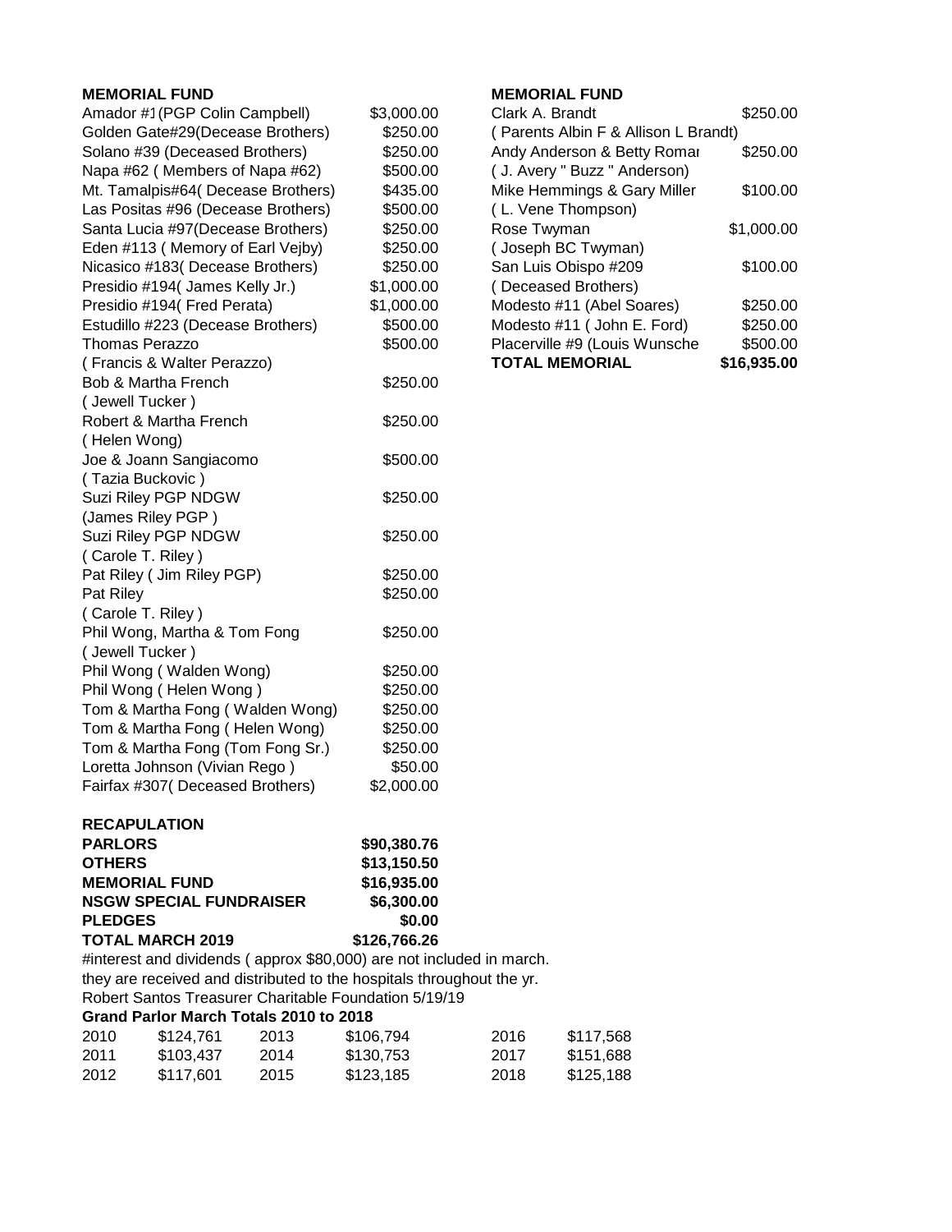**MEMORIAL FUND**

| | |
|---|---|
| Amador #1 (PGP Colin Campbell) | $3,000.00 |
| Golden Gate#29(Decease Brothers) | $250.00 |
| Solano #39 (Deceased Brothers) | $250.00 |
| Napa #62 ( Members of Napa #62) | $500.00 |
| Mt. Tamalpis#64( Decease Brothers) | $435.00 |
| Las Positas #96 (Decease Brothers) | $500.00 |
| Santa Lucia #97(Decease Brothers) | $250.00 |
| Eden #113 ( Memory of Earl Vejby) | $250.00 |
| Nicasico #183( Decease Brothers) | $250.00 |
| Presidio #194( James Kelly Jr.) | $1,000.00 |
| Presidio #194( Fred Perata) | $1,000.00 |
| Estudillo #223 (Decease Brothers) | $500.00 |
| Thomas Perazzo ( Francis & Walter Perazzo) | $500.00 |
| Bob & Martha French ( Jewell Tucker ) | $250.00 |
| Robert & Martha French ( Helen Wong) | $250.00 |
| Joe & Joann Sangiacomo ( Tazia Buckovic ) | $500.00 |
| Suzi Riley PGP NDGW (James Riley PGP ) | $250.00 |
| Suzi Riley PGP NDGW ( Carole T. Riley ) | $250.00 |
| Pat Riley ( Jim Riley PGP) | $250.00 |
| Pat Riley ( Carole T. Riley ) | $250.00 |
| Phil Wong, Martha & Tom Fong ( Jewell Tucker ) | $250.00 |
| Phil Wong ( Walden Wong) | $250.00 |
| Phil Wong ( Helen Wong ) | $250.00 |
| Tom & Martha Fong ( Walden Wong) | $250.00 |
| Tom & Martha Fong ( Helen Wong) | $250.00 |
| Tom & Martha Fong (Tom Fong Sr.) | $250.00 |
| Loretta Johnson (Vivian Rego ) | $50.00 |
| Fairfax #307( Deceased Brothers) | $2,000.00 |

**MEMORIAL FUND**

| | |
|---|---|
| Clark A. Brandt ( Parents Albin F & Allison L Brandt) | $250.00 |
| Andy Anderson & Betty Romar ( J. Avery " Buzz " Anderson) | $250.00 |
| Mike Hemmings & Gary Miller ( L. Vene Thompson) | $100.00 |
| Rose Twyman ( Joseph BC Twyman) | $1,000.00 |
| San Luis Obispo #209 ( Deceased Brothers) | $100.00 |
| Modesto #11 (Abel Soares) | $250.00 |
| Modesto #11 ( John E. Ford) | $250.00 |
| Placerville #9 (Louis Wunsche | $500.00 |
| **TOTAL MEMORIAL** | **$16,935.00** |

**RECAPULATION**

| | |
|---|---|
| **PARLORS** | **$90,380.76** |
| **OTHERS** | **$13,150.50** |
| **MEMORIAL FUND** | **$16,935.00** |
| **NSGW SPECIAL FUNDRAISER** | **$6,300.00** |
| **PLEDGES** | **$0.00** |
| **TOTAL MARCH 2019** | **$126,766.26** |

#interest and dividends ( approx $80,000) are not included in march.
they are received and distributed to the hospitals throughout the yr.
Robert Santos Treasurer Charitable Foundation 5/19/19

**Grand Parlor March Totals 2010 to 2018**

| | | | | | |
|---|---|---|---|---|---|
| 2010 | $124,761 | 2013 | $106,794 | 2016 | $117,568 |
| 2011 | $103,437 | 2014 | $130,753 | 2017 | $151,688 |
| 2012 | $117,601 | 2015 | $123,185 | 2018 | $125,188 |